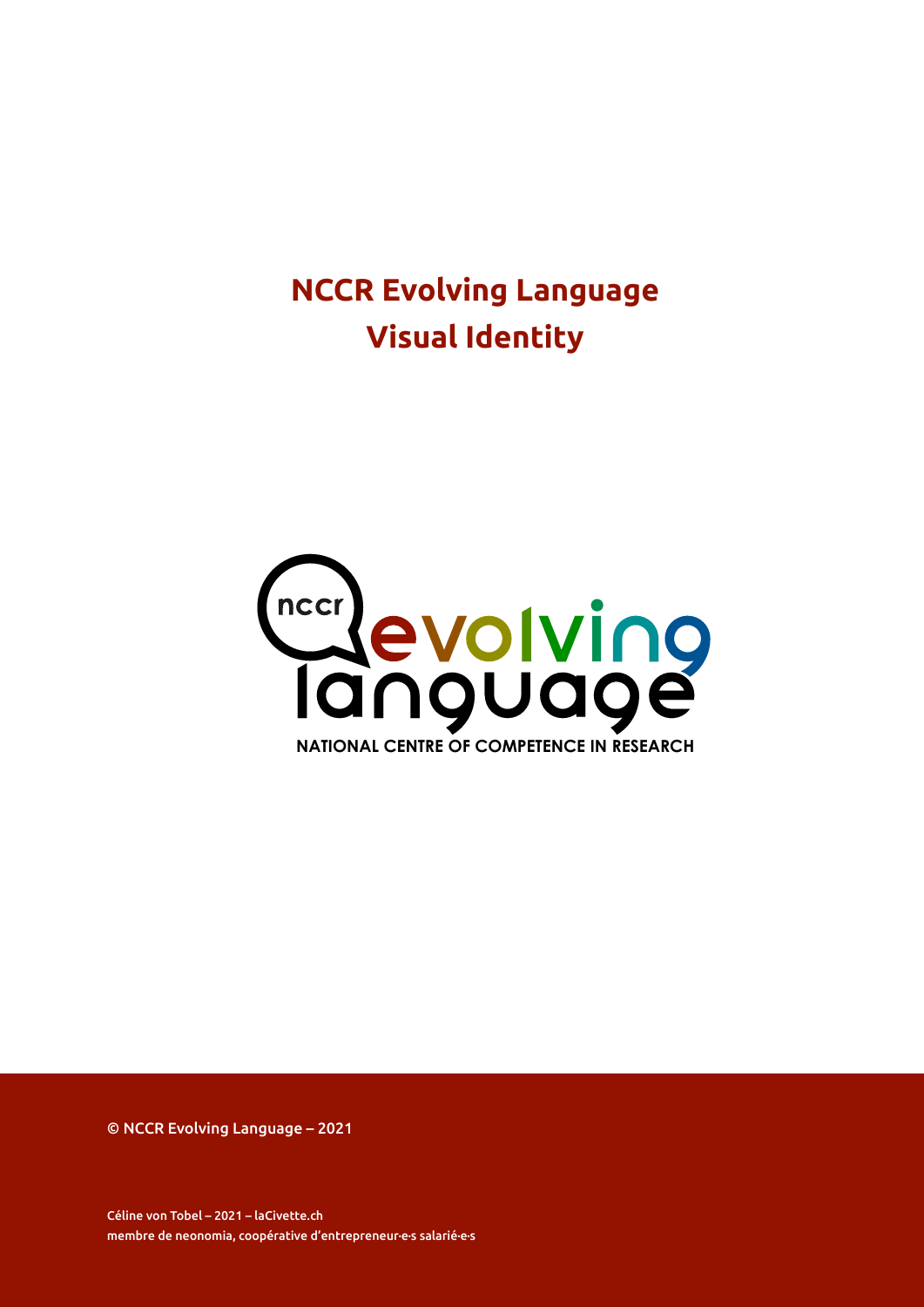# NCCR Evolving Language
# Visual Identity

nccr evolving language

NATIONAL CENTRE OF COMPETENCE IN RESEARCH

© NCCR Evolving Language – 2021

Céline von Tobel – 2021 – laCivette.ch
membre de neonomia, coopérative d'entrepreneur·e·s salarié·e·s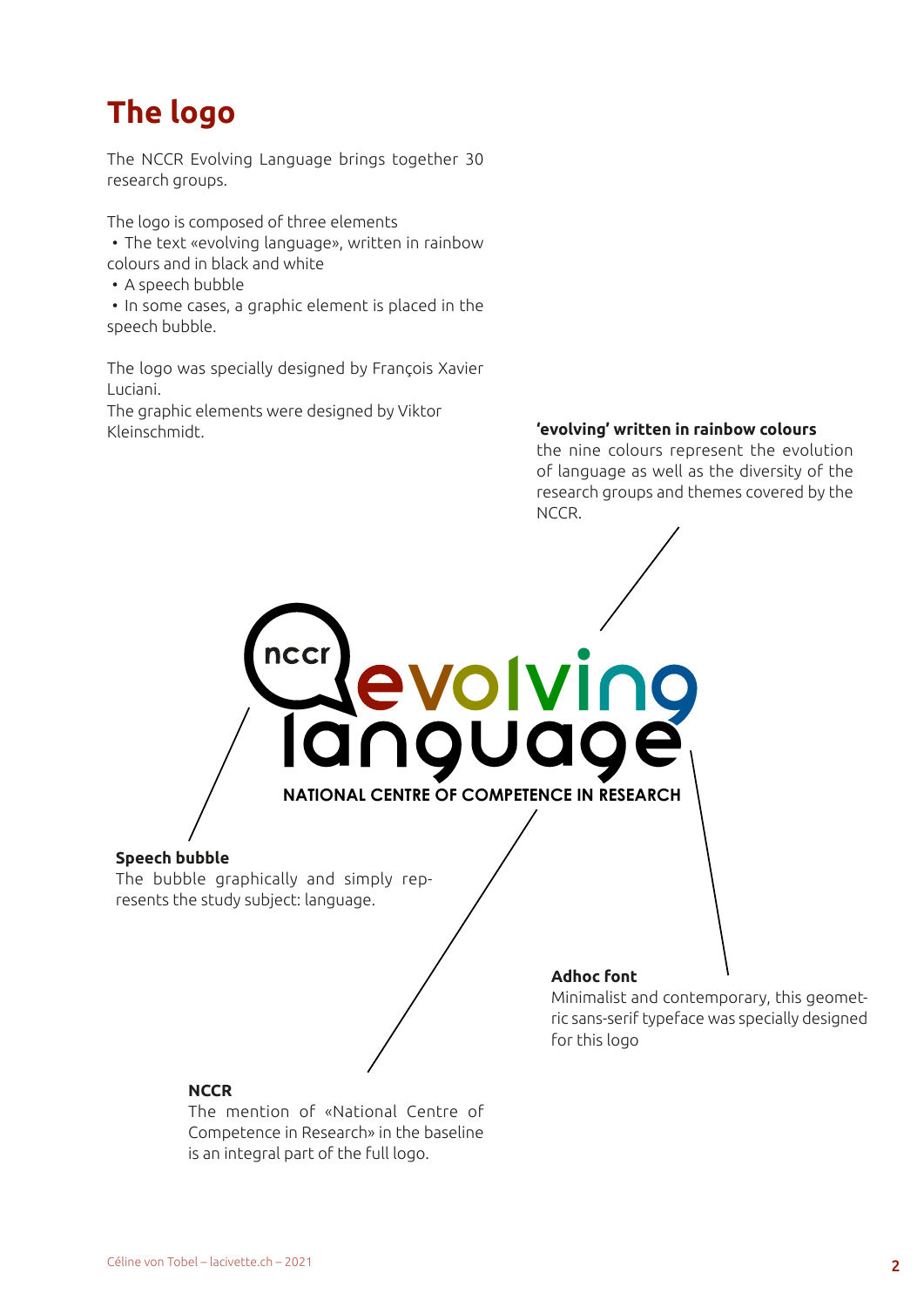# The logo

The NCCR Evolving Language brings together 30 research groups.

The logo is composed of three elements

- The text «evolving language», written in rainbow colours and in black and white
- A speech bubble
- In some cases, a graphic element is placed in the speech bubble.

The logo was specially designed by François Xavier Luciani.
The graphic elements were designed by Viktor Kleinschmidt.

**'evolving' written in rainbow colours**
the nine colours represent the evolution of language as well as the diversity of the research groups and themes covered by the NCCR.

nccr evolving language
NATIONAL CENTRE OF COMPETENCE IN RESEARCH

**Speech bubble**
The bubble graphically and simply represents the study subject: language.

**Adhoc font**
Minimalist and contemporary, this geometric sans-serif typeface was specially designed for this logo

**NCCR**
The mention of «National Centre of Competence in Research» in the baseline is an integral part of the full logo.

Céline von Tobel – lacivette.ch – 2021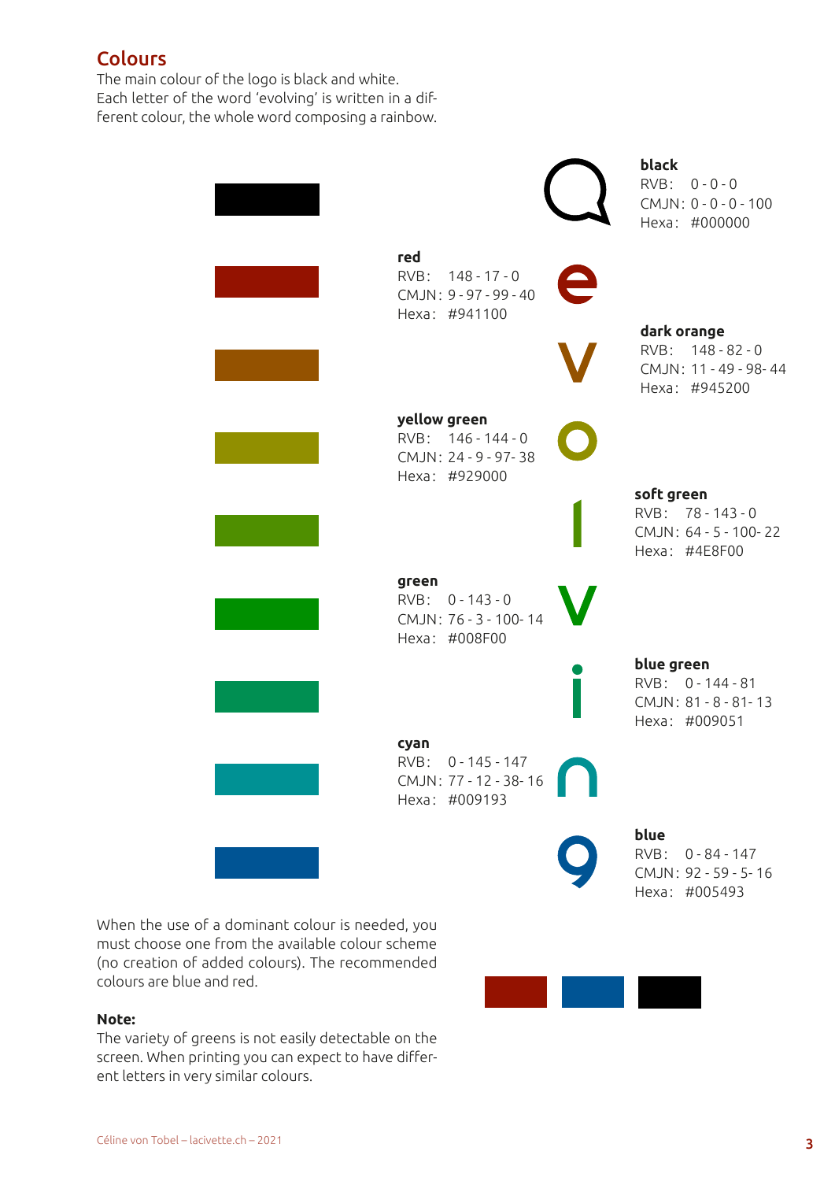## Colours

The main colour of the logo is black and white.
Each letter of the word 'evolving' is written in a different colour, the whole word composing a rainbow.

**black**
RVB: 0 - 0 - 0
CMJN: 0 - 0 - 0 - 100
Hexa: #000000

**red**
RVB: 148 - 17 - 0
CMJN: 9 - 97 - 99 - 40
Hexa: #941100

**dark orange**
RVB: 148 - 82 - 0
CMJN: 11 - 49 - 98- 44
Hexa: #945200

**yellow green**
RVB: 146 - 144 - 0
CMJN: 24 - 9 - 97- 38
Hexa: #929000

**soft green**
RVB: 78 - 143 - 0
CMJN: 64 - 5 - 100- 22
Hexa: #4E8F00

**green**
RVB: 0 - 143 - 0
CMJN: 76 - 3 - 100- 14
Hexa: #008F00

**blue green**
RVB: 0 - 144 - 81
CMJN: 81 - 8 - 81- 13
Hexa: #009051

**cyan**
RVB: 0 - 145 - 147
CMJN: 77 - 12 - 38- 16
Hexa: #009193

**blue**
RVB: 0 - 84 - 147
CMJN: 92 - 59 - 5- 16
Hexa: #005493

When the use of a dominant colour is needed, you must choose one from the available colour scheme (no creation of added colours). The recommended colours are blue and red.

**Note:**
The variety of greens is not easily detectable on the screen. When printing you can expect to have different letters in very similar colours.

Céline von Tobel – lacivette.ch – 2021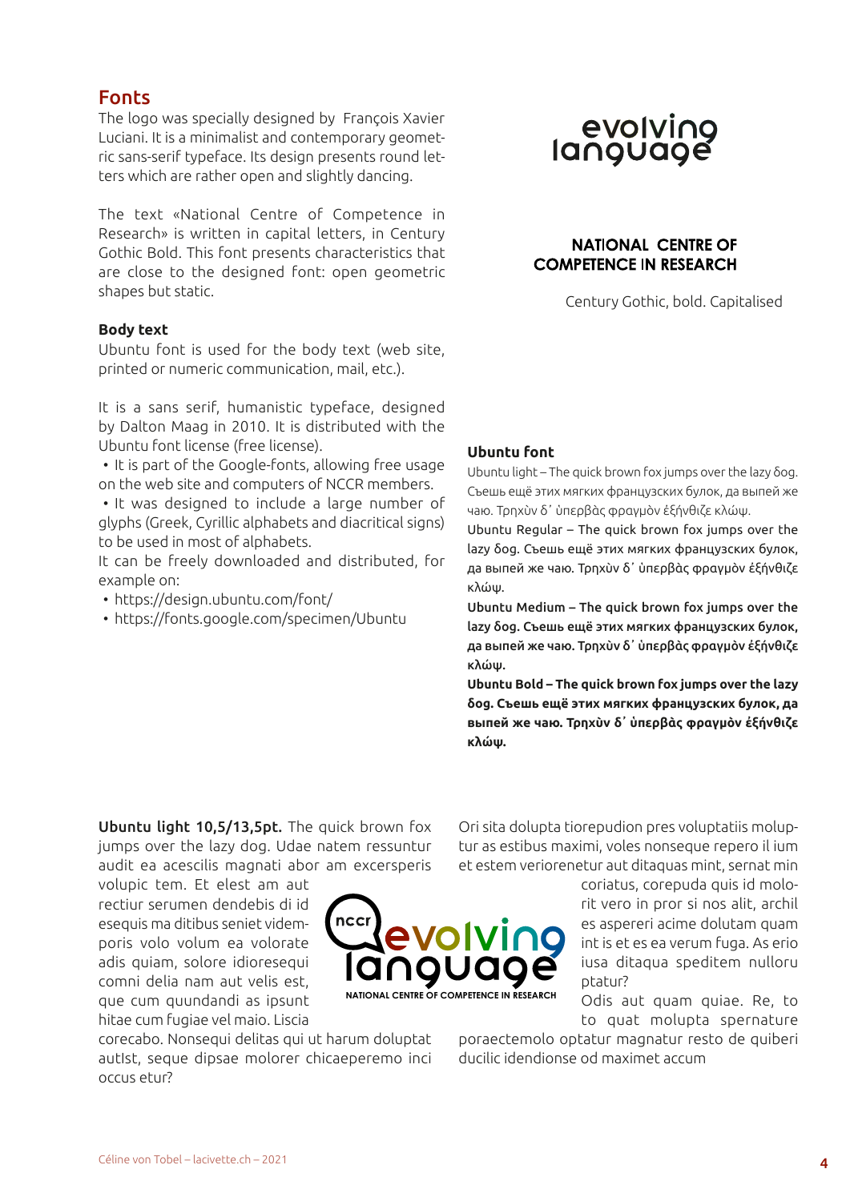## Fonts

The logo was specially designed by François Xavier Luciani. It is a minimalist and contemporary geometric sans-serif typeface. Its design presents round letters which are rather open and slightly dancing.

The text «National Centre of Competence in Research» is written in capital letters, in Century Gothic Bold. This font presents characteristics that are close to the designed font: open geometric shapes but static.

evolving language

NATIONAL CENTRE OF COMPETENCE IN RESEARCH

Century Gothic, bold. Capitalised

### Body text

Ubuntu font is used for the body text (web site, printed or numeric communication, mail, etc.).

It is a sans serif, humanistic typeface, designed by Dalton Maag in 2010. It is distributed with the Ubuntu font license (free license).

- It is part of the Google-fonts, allowing free usage on the web site and computers of NCCR members.
- It was designed to include a large number of glyphs (Greek, Cyrillic alphabets and diacritical signs) to be used in most of alphabets.

It can be freely downloaded and distributed, for example on:

- https://design.ubuntu.com/font/
- https://fonts.google.com/specimen/Ubuntu

### Ubuntu font

Ubuntu light – The quick brown fox jumps over the lazy δog. Съешь ещё этих мягких французских булок, да выпей же чаю. Τρηχὺν δ᾽ ὑπερβὰς φραγμὸν ἐξήνθιζε κλώψ.

Ubuntu Regular – The quick brown fox jumps over the lazy δog. Съешь ещё этих мягких французских булок, да выпей же чаю. Τρηχὺν δ᾽ ὑπερβὰς φραγμὸν ἐξήνθιζε κλώψ.

Ubuntu Medium – The quick brown fox jumps over the lazy δog. Съешь ещё этих мягких французских булок, да выпей же чаю. Τρηχὺν δ᾽ ὑπερβὰς φραγμὸν ἐξήνθιζε κλώψ.

**Ubuntu Bold – The quick brown fox jumps over the lazy δog. Съешь ещё этих мягких французских булок, да выпей же чаю. Τρηχὺν δ᾽ ὑπερβὰς φραγμὸν ἐξήνθιζε κλώψ.**

**Ubuntu light 10,5/13,5pt.** The quick brown fox jumps over the lazy dog. Udae natem ressuntur audit ea acescilis magnati abor am excersperis volupic tem. Et elest am aut rectiur serumen dendebis di id esequis ma ditibus seniet videmporis volo volum ea volorate adis quiam, solore idioresequi comni delia nam aut velis est, que cum quundandi as ipsunt hitae cum fugiae vel maio. Liscia corecabo. Nonsequi delitas qui ut harum doluptat autlst, seque dipsae molorer chicaeperemo inci occus etur?

nccr evolving language
NATIONAL CENTRE OF COMPETENCE IN RESEARCH

Ori sita dolupta tiorepudion pres voluptatiis moluptur as estibus maximi, voles nonseque repero il ium et estem veriorenetur aut ditaquas mint, sernat min coriatus, corepuda quis id molorit vero in pror si nos alit, archil es aspereri acime dolutam quam int is et es ea verum fuga. As erio iusa ditaqua speditem nulloru ptatur?

Odis aut quam quiae. Re, to to quat molupta spernature poraectemolo optatur magnatur resto de quiberi ducilic idendionse od maximet accum

Céline von Tobel – lacivette.ch – 2021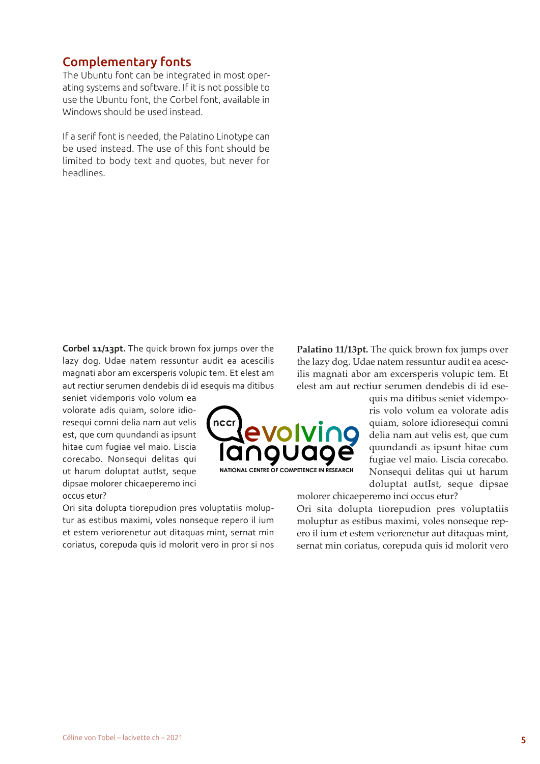## Complementary fonts

The Ubuntu font can be integrated in most operating systems and software. If it is not possible to use the Ubuntu font, the Corbel font, available in Windows should be used instead.

If a serif font is needed, the Palatino Linotype can be used instead. The use of this font should be limited to body text and quotes, but never for headlines.

**Corbel 11/13pt.** The quick brown fox jumps over the lazy dog. Udae natem ressuntur audit ea acescilis magnati abor am excersperis volupic tem. Et elest am aut rectiur serumen dendebis di id esequis ma ditibus seniet videmporis volo volum ea volorate adis quiam, solore idioresequi comni delia nam aut velis est, que cum quundandi as ipsunt hitae cum fugiae vel maio. Liscia corecabo. Nonsequi delitas qui ut harum doluptat autIst, seque dipsae molorer chicaeperemo inci occus etur?

Ori sita dolupta tiorepudion pres voluptatiis moluptur as estibus maximi, voles nonseque repero il ium et estem veriorenetur aut ditaquas mint, sernat min coriatus, corepuda quis id molorit vero in pror si nos

nccr evolving language
NATIONAL CENTRE OF COMPETENCE IN RESEARCH

**Palatino 11/13pt.** The quick brown fox jumps over the lazy dog. Udae natem ressuntur audit ea acescilis magnati abor am excersperis volupic tem. Et elest am aut rectiur serumen dendebis di id esequis ma ditibus seniet videmporis volo volum ea volorate adis quiam, solore idioresequi comni delia nam aut velis est, que cum quundandi as ipsunt hitae cum fugiae vel maio. Liscia corecabo. Nonsequi delitas qui ut harum doluptat autIst, seque dipsae molorer chicaeperemo inci occus etur?

Ori sita dolupta tiorepudion pres voluptatiis moluptur as estibus maximi, voles nonseque repero il ium et estem veriorenetur aut ditaquas mint, sernat min coriatus, corepuda quis id molorit vero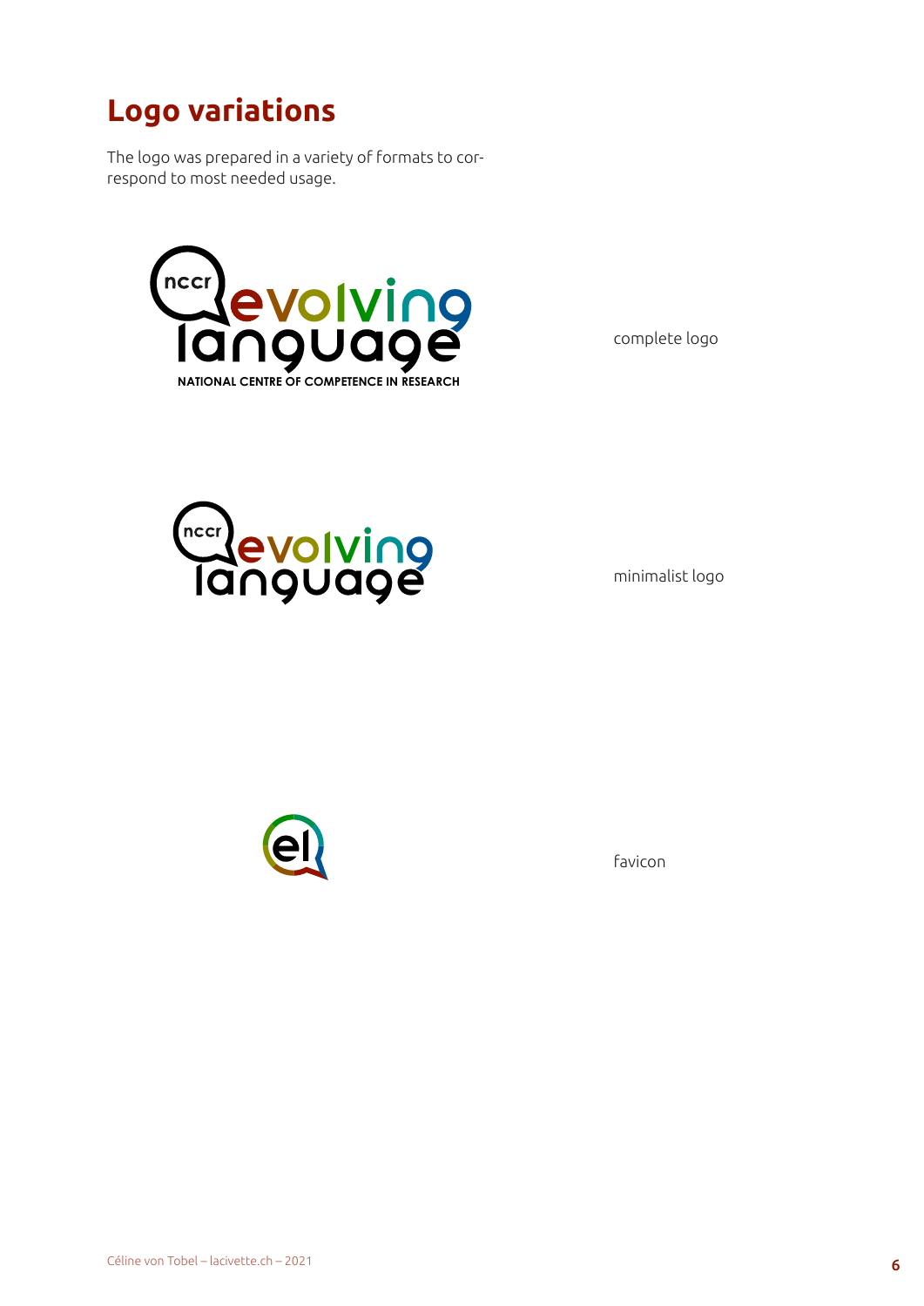# Logo variations

The logo was prepared in a variety of formats to correspond to most needed usage.

complete logo

minimalist logo

favicon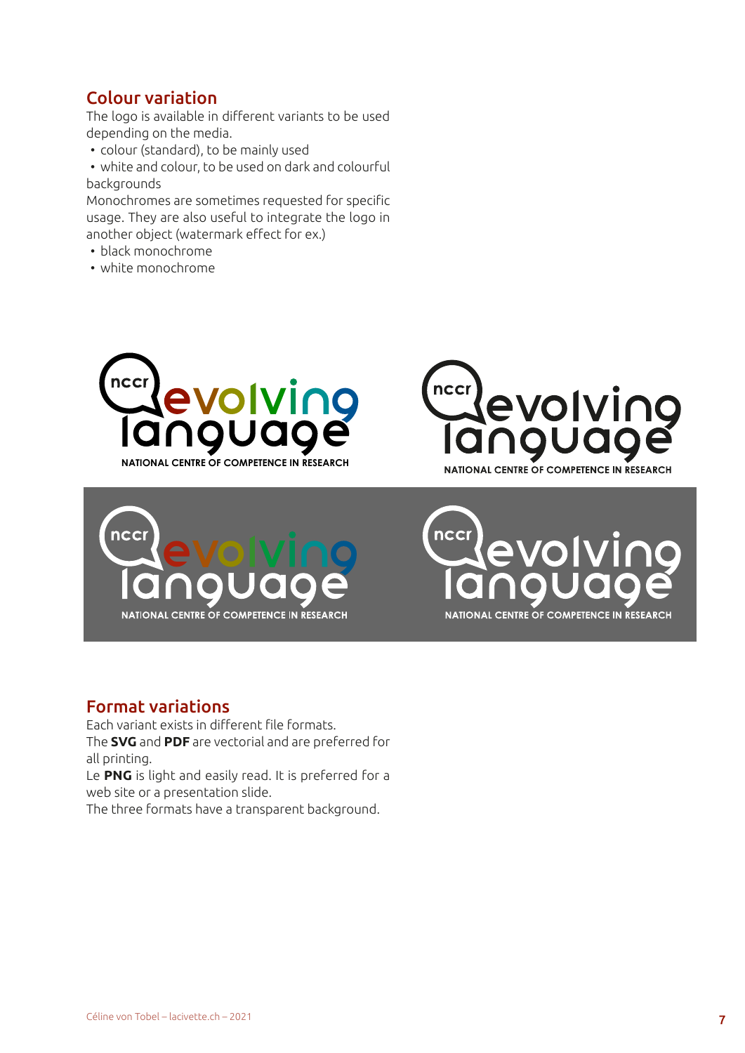## Colour variation

The logo is available in different variants to be used depending on the media.

- colour (standard), to be mainly used
- white and colour, to be used on dark and colourful backgrounds

Monochromes are sometimes requested for specific usage. They are also useful to integrate the logo in another object (watermark effect for ex.)

- black monochrome
- white monochrome

## Format variations

Each variant exists in different file formats.
The **SVG** and **PDF** are vectorial and are preferred for all printing.
Le **PNG** is light and easily read. It is preferred for a web site or a presentation slide.
The three formats have a transparent background.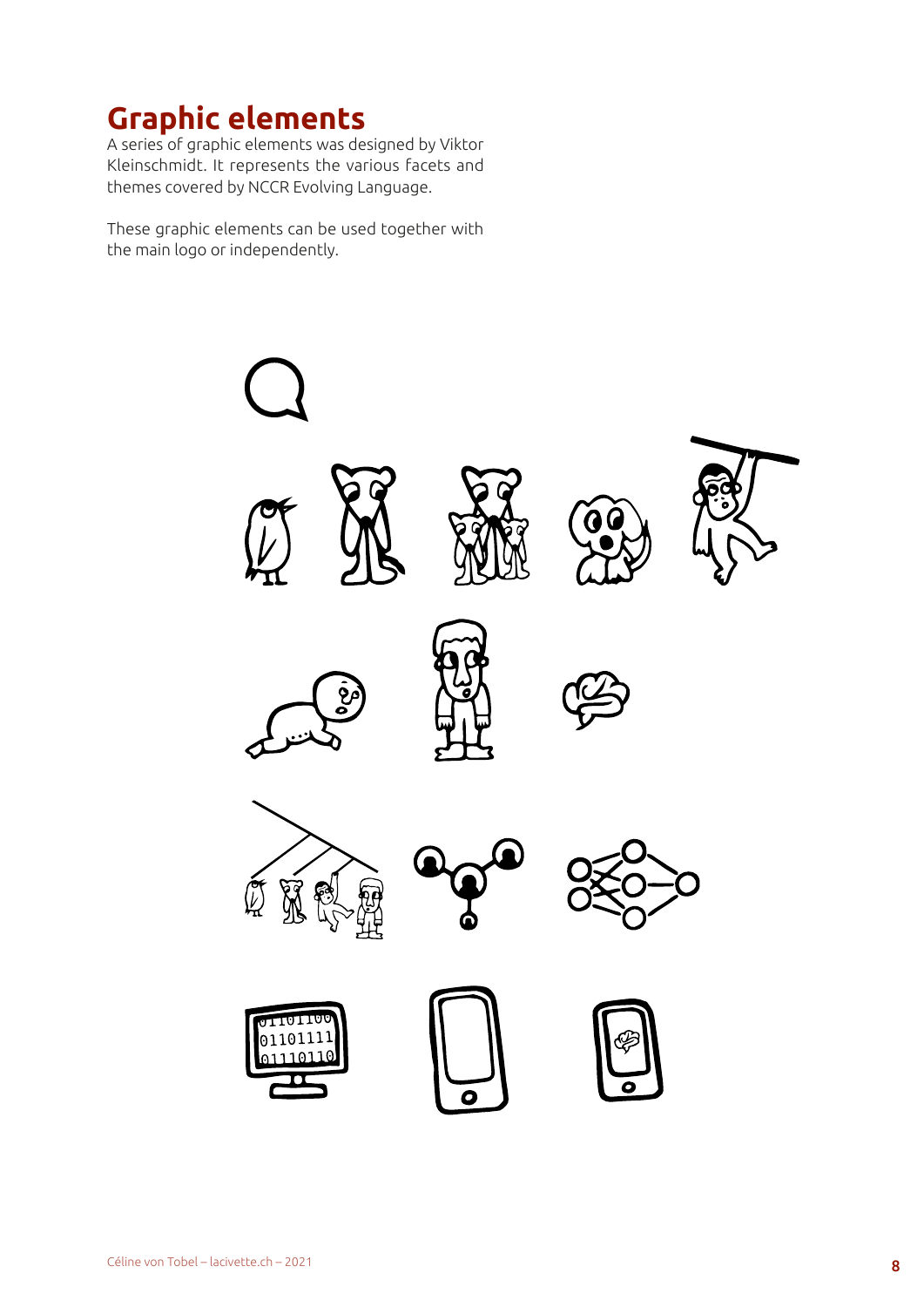## Graphic elements

A series of graphic elements was designed by Viktor Kleinschmidt. It represents the various facets and themes covered by NCCR Evolving Language.

These graphic elements can be used together with the main logo or independently.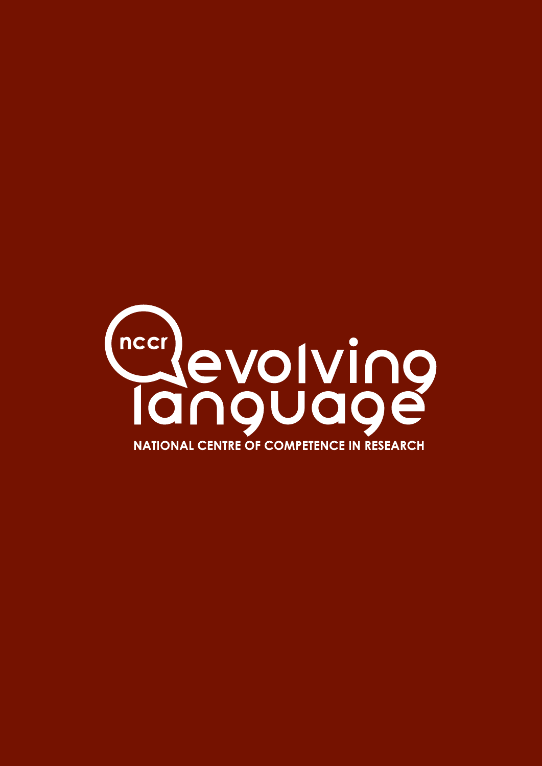nccr evolving language

NATIONAL CENTRE OF COMPETENCE IN RESEARCH